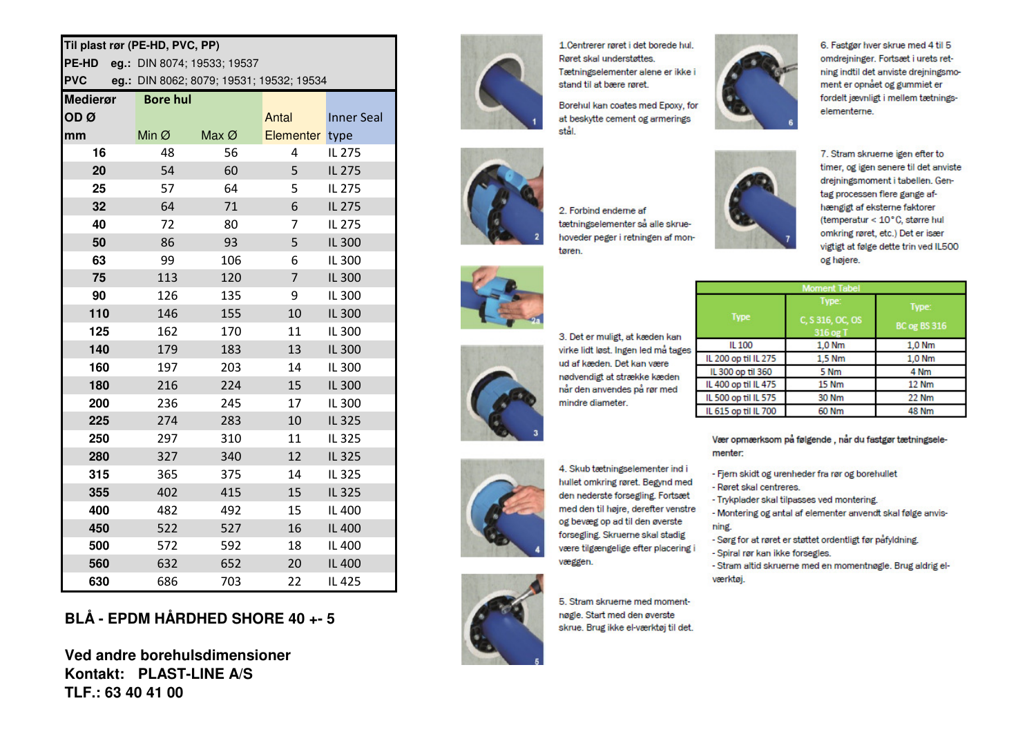| Til plast rør (PE-HD, PVC, PP) | | | | |
|---|---|---|---|---|
| PE-HD eg.: DIN 8074; 19533; 19537 | | | | |
| PVC eg.: DIN 8062; 8079; 19531; 19532; 19534 | | | | |
| Medierør OD Ø mm | Bore hul Min Ø | Max Ø | Antal Elementer | Inner Seal type |
| 16 | 48 | 56 | 4 | IL 275 |
| 20 | 54 | 60 | 5 | IL 275 |
| 25 | 57 | 64 | 5 | IL 275 |
| 32 | 64 | 71 | 6 | IL 275 |
| 40 | 72 | 80 | 7 | IL 275 |
| 50 | 86 | 93 | 5 | IL 300 |
| 63 | 99 | 106 | 6 | IL 300 |
| 75 | 113 | 120 | 7 | IL 300 |
| 90 | 126 | 135 | 9 | IL 300 |
| 110 | 146 | 155 | 10 | IL 300 |
| 125 | 162 | 170 | 11 | IL 300 |
| 140 | 179 | 183 | 13 | IL 300 |
| 160 | 197 | 203 | 14 | IL 300 |
| 180 | 216 | 224 | 15 | IL 300 |
| 200 | 236 | 245 | 17 | IL 300 |
| 225 | 274 | 283 | 10 | IL 325 |
| 250 | 297 | 310 | 11 | IL 325 |
| 280 | 327 | 340 | 12 | IL 325 |
| 315 | 365 | 375 | 14 | IL 325 |
| 355 | 402 | 415 | 15 | IL 325 |
| 400 | 482 | 492 | 15 | IL 400 |
| 450 | 522 | 527 | 16 | IL 400 |
| 500 | 572 | 592 | 18 | IL 400 |
| 560 | 632 | 652 | 20 | IL 400 |
| 630 | 686 | 703 | 22 | IL 425 |

**BLÅ - EPDM HÅRDHED SHORE 40 +- 5**

**Ved andre borehulsdimensioner**
**Kontakt: PLAST-LINE A/S**
**TLF.: 63 40 41 00**

1. Centrerer røret i det borede hul. Røret skal understøttes. Tætningselementer alene er ikke i stand til at bære røret.

Borehul kan coates med Epoxy, for at beskytte cement og armerings stål.

2. Forbind enderne af tætningselementer så alle skruehoveder peger i retningen af montøren.

3. Det er muligt, at kæden kan virke lidt løst. Ingen led må tages ud af kæden. Det kan være nødvendigt at strække kæden når den anvendes på rør med mindre diameter.

4. Skub tætningselementer ind i hullet omkring røret. Begynd med den nederste forsegling. Fortsæt med den til højre, derefter venstre og bevæg op ad til den øverste forsegling. Skruerne skal stadig være tilgængelige efter placering i væggen.

5. Stram skruerne med momentnøgle. Start med den øverste skrue. Brug ikke el-værktøj til det.

6. Fastgør hver skrue med 4 til 5 omdrejninger. Fortsæt i urets retning indtil det anviste drejningsmoment er opnået og gummiet er fordelt jævnligt i mellem tætningselementerne.

7. Stram skruerne igen efter to timer, og igen senere til det anviste drejningsmoment i tabellen. Gentag processen flere gange afhængigt af eksterne faktorer (temperatur < 10°C, større hul omkring røret, etc.) Det er især vigtigt at følge dette trin ved IL500 og højere.

| Moment Tabel | | |
|---|---|---|
| Type | Type: C, S 316, OC, OS 316 og T | Type: BC og BS 316 |
| IL 100 | 1,0 Nm | 1,0 Nm |
| IL 200 op til IL 275 | 1,5 Nm | 1,0 Nm |
| IL 300 op til 360 | 5 Nm | 4 Nm |
| IL 400 op til IL 475 | 15 Nm | 12 Nm |
| IL 500 op til IL 575 | 30 Nm | 22 Nm |
| IL 615 op til IL 700 | 60 Nm | 48 Nm |

Vær opmærksom på følgende , når du fastgør tætningselementer:

- Fjern skidt og urenheder fra rør og borehullet
- Røret skal centreres.
- Trykplader skal tilpasses ved montering.
- Montering og antal af elementer anvendt skal følge anvisning.
- Sørg for at røret er støttet ordentligt før påfyldning.
- Spiral rør kan ikke forsegles.
- Stram altid skruerne med en momentnøgle. Brug aldrig elværktøj.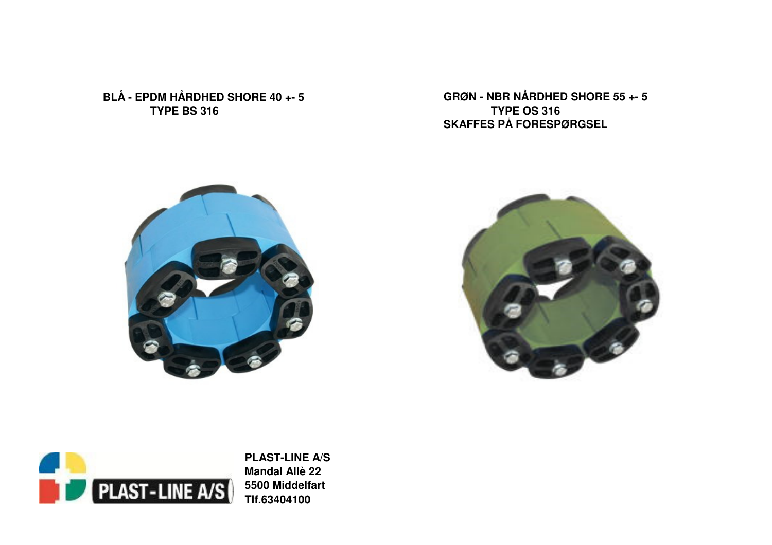**BLÅ - EPDM HÅRDHED SHORE 40 +- 5**
**TYPE BS 316**

**GRØN - NBR NÅRDHED SHORE 55 +- 5**
**TYPE OS 316**
**SKAFFES PÅ FORESPØRGSEL**

**PLAST-LINE A/S**
**Mandal Allè 22**
**5500 Middelfart**
**Tlf.63404100**